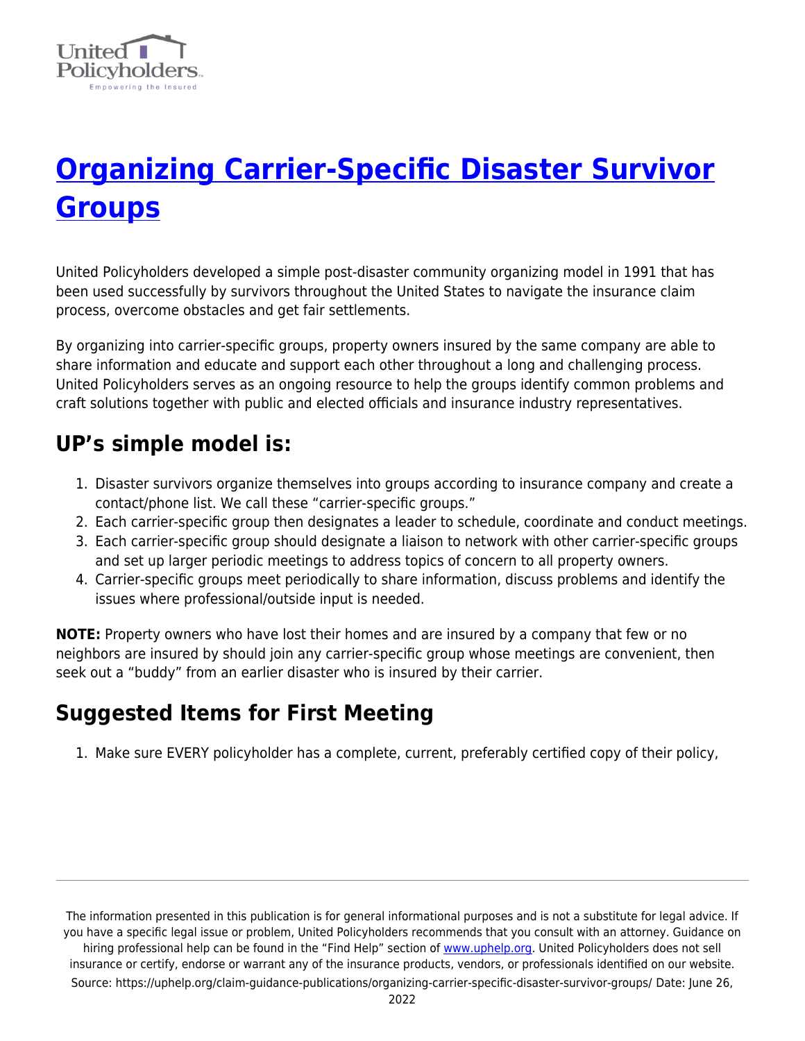# Organizing Carrier-Specific Disaster Survivor Groups

United Policyholders developed a simple post-disaster community organizing model in 1991 that has been used successfully by survivors throughout the United States to navigate the insurance claim process, overcome obstacles and get fair settlements.

By organizing into carrier-specific groups, property owners insured by the same company are able to share information and educate and support each other throughout a long and challenging process. United Policyholders serves as an ongoing resource to help the groups identify common problems and craft solutions together with public and elected officials and insurance industry representatives.

## UP's simple model is:

1. Disaster survivors organize themselves into groups according to insurance company and create a contact/phone list. We call these "carrier-specific groups."
2. Each carrier-specific group then designates a leader to schedule, coordinate and conduct meetings.
3. Each carrier-specific group should designate a liaison to network with other carrier-specific groups and set up larger periodic meetings to address topics of concern to all property owners.
4. Carrier-specific groups meet periodically to share information, discuss problems and identify the issues where professional/outside input is needed.

**NOTE:** Property owners who have lost their homes and are insured by a company that few or no neighbors are insured by should join any carrier-specific group whose meetings are convenient, then seek out a "buddy" from an earlier disaster who is insured by their carrier.

## Suggested Items for First Meeting

1. Make sure EVERY policyholder has a complete, current, preferably certified copy of their policy,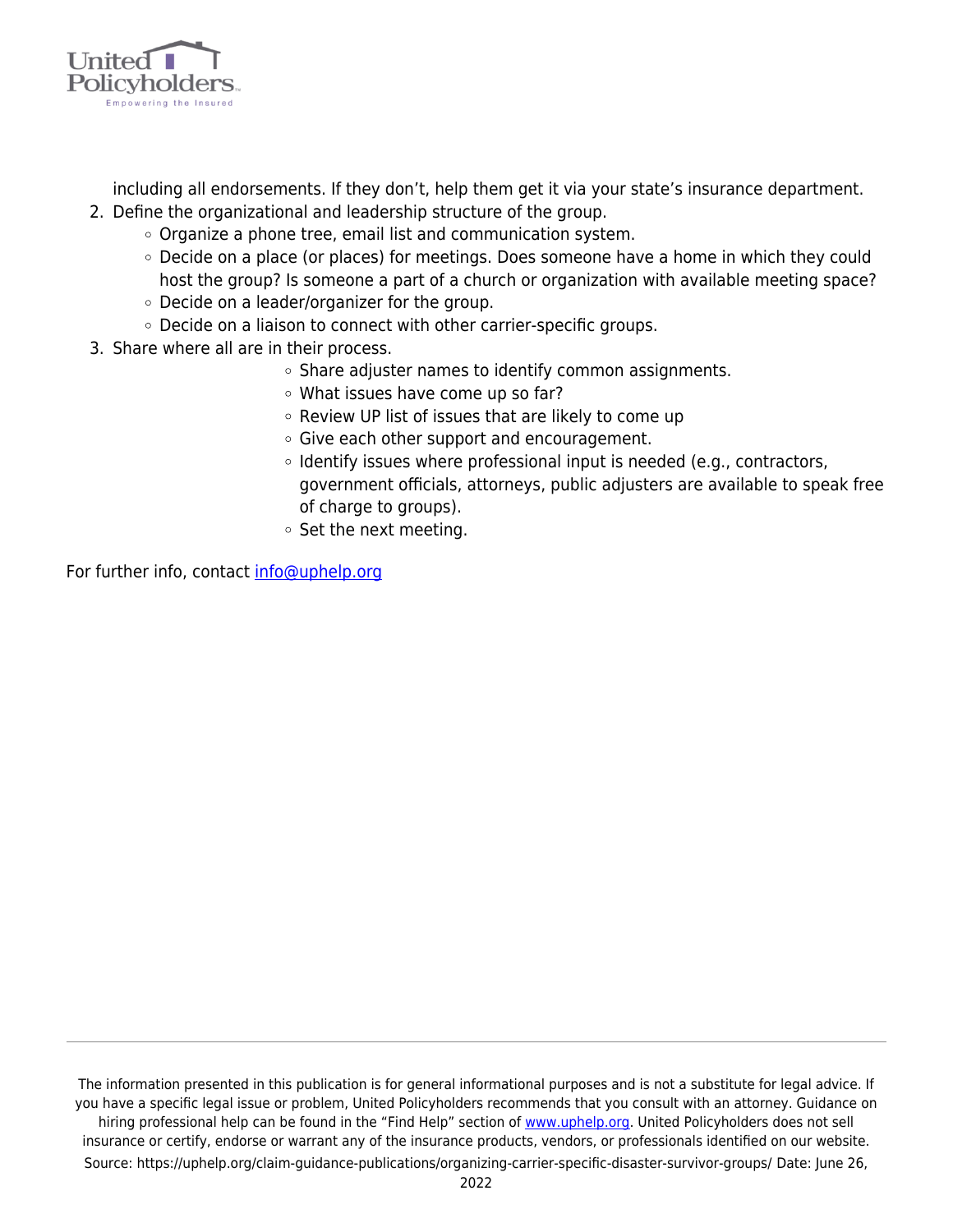including all endorsements. If they don't, help them get it via your state's insurance department.

2. Define the organizational and leadership structure of the group.
   - Organize a phone tree, email list and communication system.
   - Decide on a place (or places) for meetings. Does someone have a home in which they could host the group? Is someone a part of a church or organization with available meeting space?
   - Decide on a leader/organizer for the group.
   - Decide on a liaison to connect with other carrier-specific groups.
3. Share where all are in their process.
   - Share adjuster names to identify common assignments.
   - What issues have come up so far?
   - Review UP list of issues that are likely to come up
   - Give each other support and encouragement.
   - Identify issues where professional input is needed (e.g., contractors, government officials, attorneys, public adjusters are available to speak free of charge to groups).
   - Set the next meeting.

For further info, contact info@uphelp.org

The information presented in this publication is for general informational purposes and is not a substitute for legal advice. If you have a specific legal issue or problem, United Policyholders recommends that you consult with an attorney. Guidance on hiring professional help can be found in the "Find Help" section of www.uphelp.org. United Policyholders does not sell insurance or certify, endorse or warrant any of the insurance products, vendors, or professionals identified on our website.

Source: https://uphelp.org/claim-guidance-publications/organizing-carrier-specific-disaster-survivor-groups/ Date: June 26, 2022